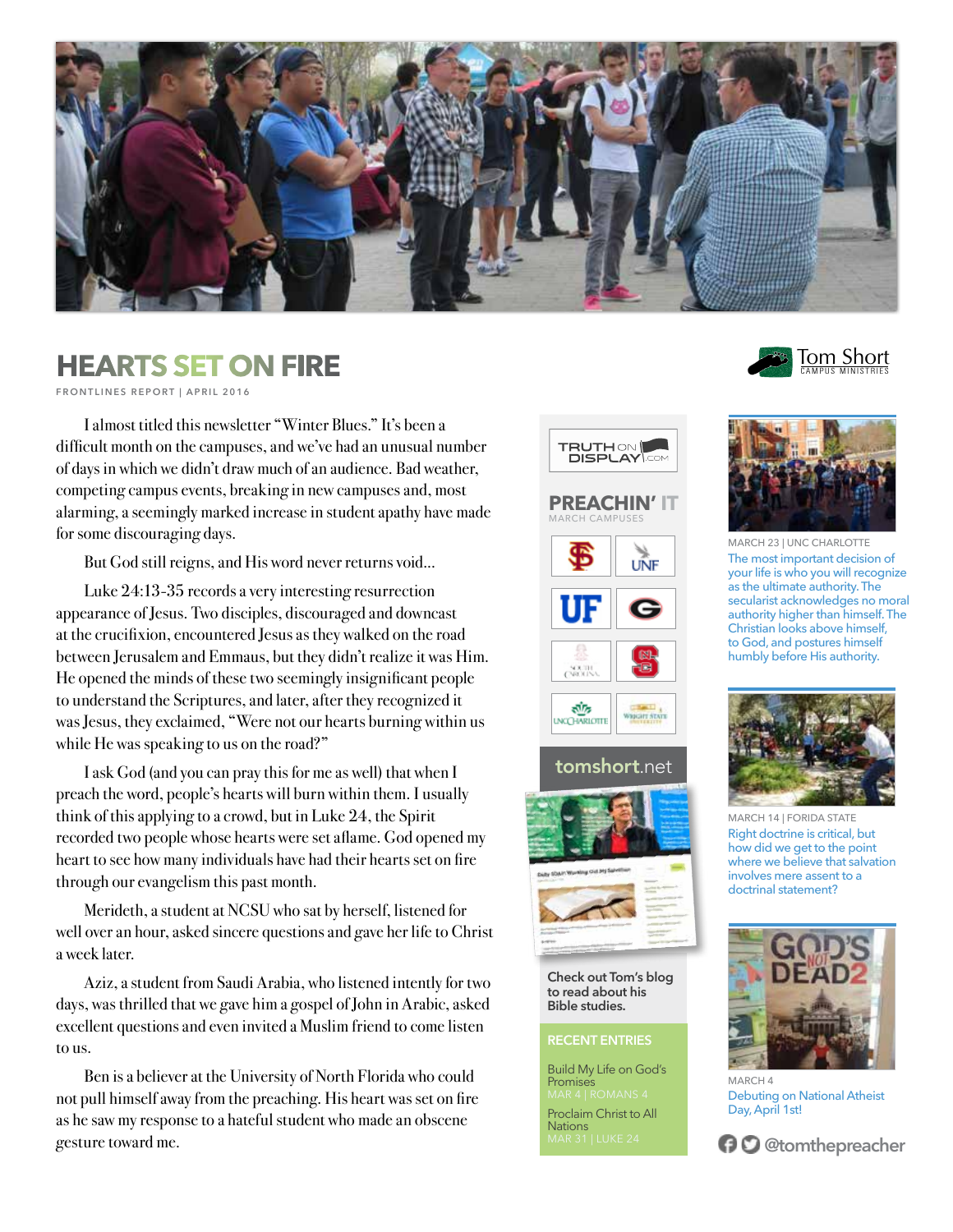# HEARTS SET ON FIRE

FRONTLINES REPORT | APRIL 2016

I almost titled this newsletter "Winter Blues." It's been a difficult month on the campuses, and we've had an unusual number of days in which we didn't draw much of an audience. Bad weather, competing campus events, breaking in new campuses and, most alarming, a seemingly marked increase in student apathy have made for some discouraging days.

But God still reigns, and His word never returns void...

Luke 24:13-35 records a very interesting resurrection appearance of Jesus. Two disciples, discouraged and downcast at the crucifixion, encountered Jesus as they walked on the road between Jerusalem and Emmaus, but they didn't realize it was Him. He opened the minds of these two seemingly insignificant people to understand the Scriptures, and later, after they recognized it was Jesus, they exclaimed, "Were not our hearts burning within us while He was speaking to us on the road?"

I ask God (and you can pray this for me as well) that when I preach the word, people's hearts will burn within them. I usually think of this applying to a crowd, but in Luke 24, the Spirit recorded two people whose hearts were set aflame. God opened my heart to see how many individuals have had their hearts set on fire through our evangelism this past month.

Merideth, a student at NCSU who sat by herself, listened for well over an hour, asked sincere questions and gave her life to Christ a week later.

Aziz, a student from Saudi Arabia, who listened intently for two days, was thrilled that we gave him a gospel of John in Arabic, asked excellent questions and even invited a Muslim friend to come listen to us.

Ben is a believer at the University of North Florida who could not pull himself away from the preaching. His heart was set on fire as he saw my response to a hateful student who made an obscene gesture toward me.

Tom Short CAMPUS MINISTRIES

TRUTH ON DISPLAY.COM

## PREACHIN' IT

MARCH CAMPUSES

FSU · UNF · UF · Georgia · South Carolina · NC State · UNC Charlotte · Wright State University

**tomshort.net**

Check out Tom's blog to read about his Bible studies.

### RECENT ENTRIES

Build My Life on God's Promises
MAR 4 | ROMANS 4

Proclaim Christ to All Nations
MAR 31 | LUKE 24

MARCH 23 | UNC CHARLOTTE

The most important decision of your life is who you will recognize as the ultimate authority. The secularist acknowledges no moral authority higher than himself. The Christian looks above himself, to God, and postures himself humbly before His authority.

MARCH 14 | FORIDA STATE

Right doctrine is critical, but how did we get to the point where we believe that salvation involves mere assent to a doctrinal statement?

MARCH 4

Debuting on National Atheist Day, April 1st!

@tomthepreacher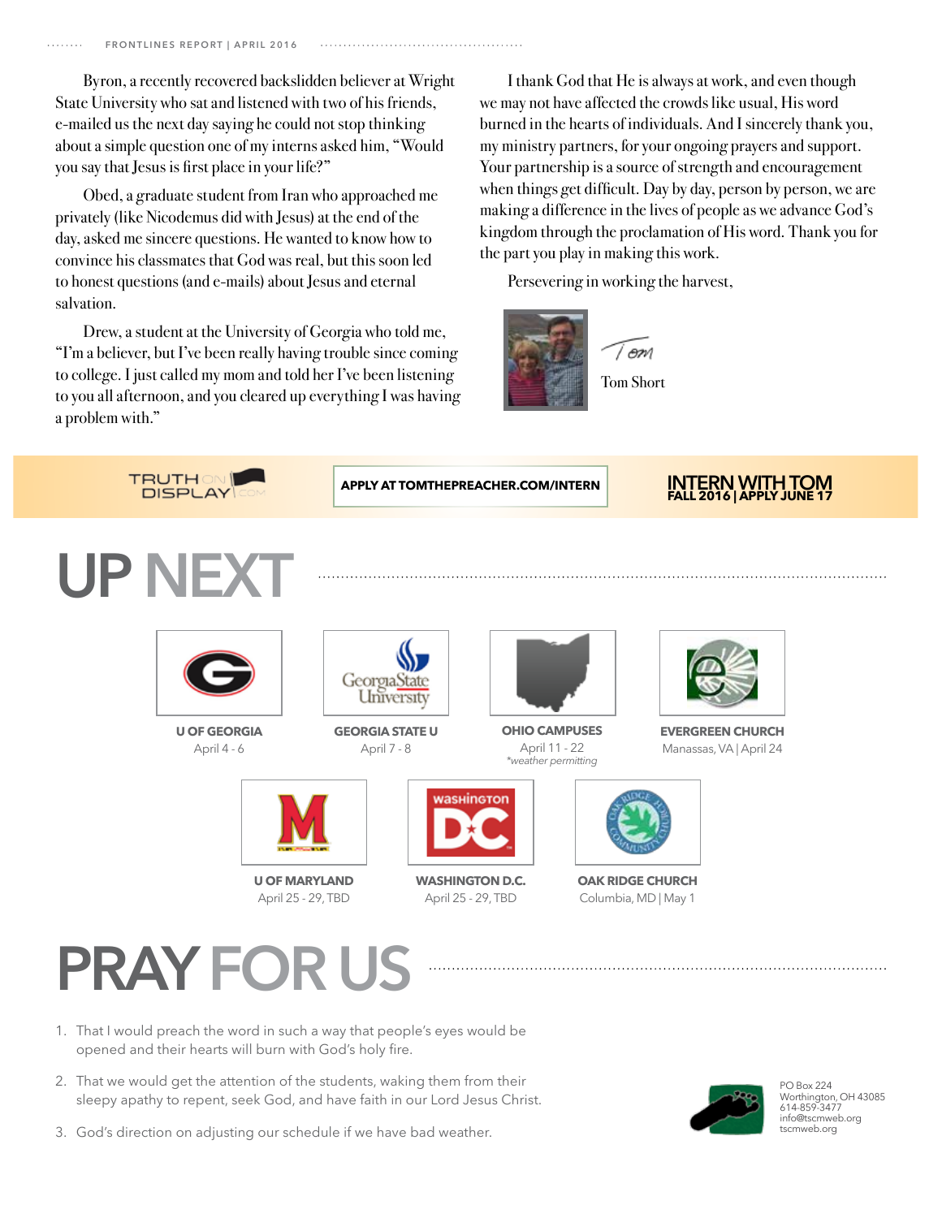Byron, a recently recovered backslidden believer at Wright State University who sat and listened with two of his friends, e-mailed us the next day saying he could not stop thinking about a simple question one of my interns asked him, "Would you say that Jesus is first place in your life?"

Obed, a graduate student from Iran who approached me privately (like Nicodemus did with Jesus) at the end of the day, asked me sincere questions. He wanted to know how to convince his classmates that God was real, but this soon led to honest questions (and e-mails) about Jesus and eternal salvation.

Drew, a student at the University of Georgia who told me, "I'm a believer, but I've been really having trouble since coming to college. I just called my mom and told her I've been listening to you all afternoon, and you cleared up everything I was having a problem with."

I thank God that He is always at work, and even though we may not have affected the crowds like usual, His word burned in the hearts of individuals. And I sincerely thank you, my ministry partners, for your ongoing prayers and support. Your partnership is a source of strength and encouragement when things get difficult. Day by day, person by person, we are making a difference in the lives of people as we advance God's kingdom through the proclamation of His word. Thank you for the part you play in making this work.

Persevering in working the harvest,

Tom

Tom Short

TRUTH ON DISPLAY.COM

**APPLY AT TOMTHEPREACHER.COM/INTERN**

**INTERN WITH TOM**
**FALL 2016 | APPLY JUNE 17**

# UP NEXT

**U OF GEORGIA**
April 4 - 6

**GEORGIA STATE U**
April 7 - 8

**OHIO CAMPUSES**
April 11 - 22
*\*weather permitting*

**EVERGREEN CHURCH**
Manassas, VA | April 24

**U OF MARYLAND**
April 25 - 29, TBD

**WASHINGTON D.C.**
April 25 - 29, TBD

**OAK RIDGE CHURCH**
Columbia, MD | May 1

# PRAY FOR US

1. That I would preach the word in such a way that people's eyes would be opened and their hearts will burn with God's holy fire.
2. That we would get the attention of the students, waking them from their sleepy apathy to repent, seek God, and have faith in our Lord Jesus Christ.
3. God's direction on adjusting our schedule if we have bad weather.

PO Box 224
Worthington, OH 43085
614-859-3477
info@tscmweb.org
tscmweb.org